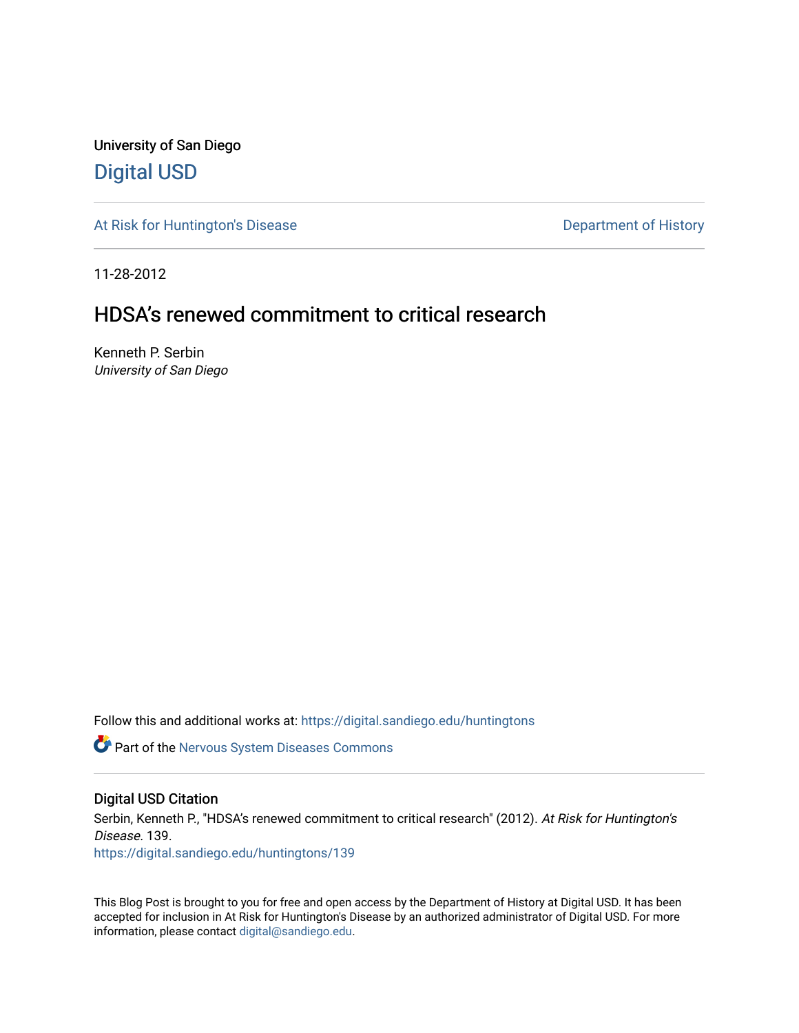University of San Diego

# Digital USD

At Risk for Huntington's Disease

Department of History

11-28-2012

## HDSA's renewed commitment to critical research

Kenneth P. Serbin
*University of San Diego*

Follow this and additional works at: https://digital.sandiego.edu/huntingtons

Part of the Nervous System Diseases Commons

### Digital USD Citation

Serbin, Kenneth P., "HDSA's renewed commitment to critical research" (2012). *At Risk for Huntington's Disease*. 139.
https://digital.sandiego.edu/huntingtons/139

This Blog Post is brought to you for free and open access by the Department of History at Digital USD. It has been accepted for inclusion in At Risk for Huntington's Disease by an authorized administrator of Digital USD. For more information, please contact digital@sandiego.edu.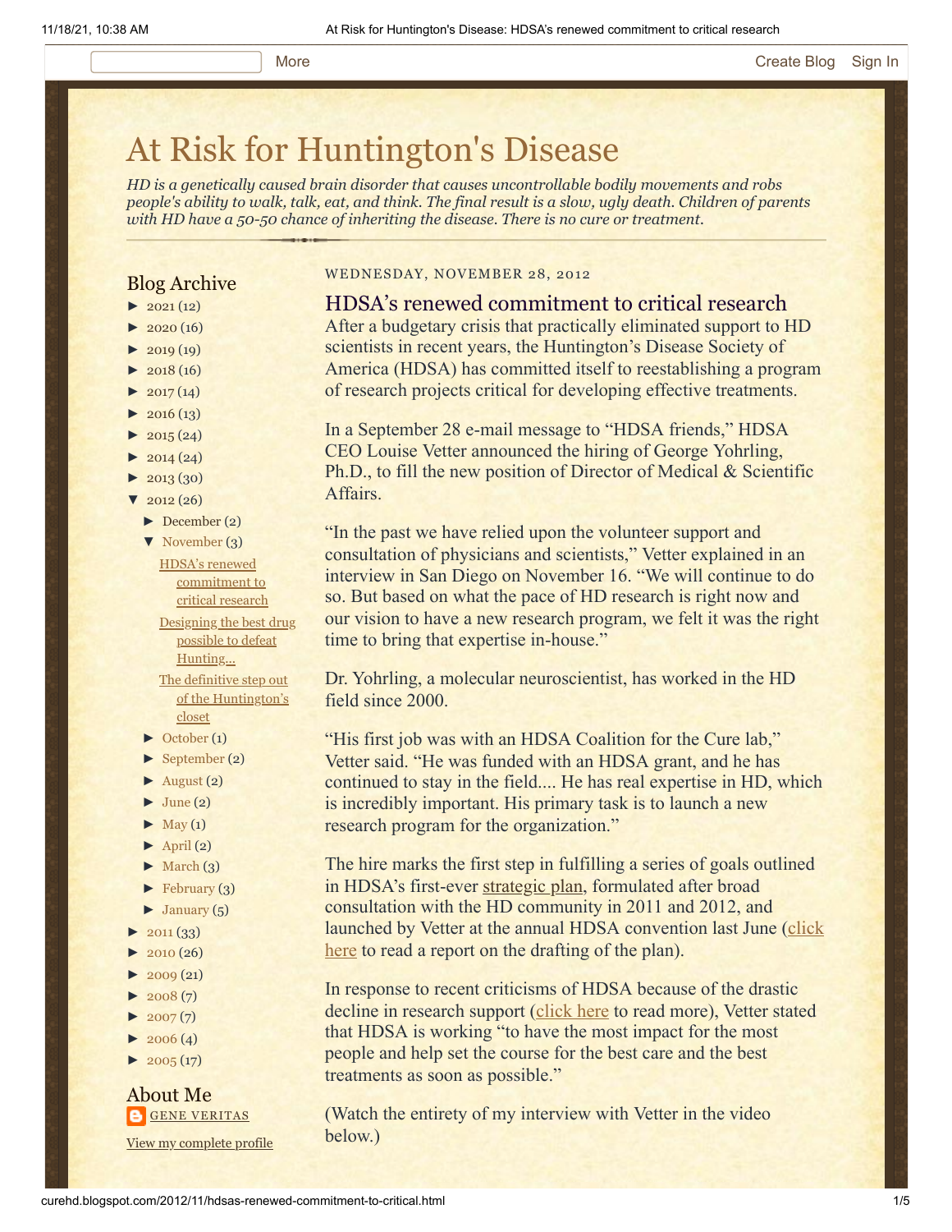More    Create Blog  Sign In

# At Risk for Huntington's Disease

*HD is a genetically caused brain disorder that causes uncontrollable bodily movements and robs people's ability to walk, talk, eat, and think. The final result is a slow, ugly death. Children of parents with HD have a 50-50 chance of inheriting the disease. There is no cure or treatment.*

## Blog Archive

- ► 2021 (12)
- ► 2020 (16)
- ► 2019 (19)
- ► 2018 (16)
- ► 2017 (14)
- ► 2016 (13)
- ► 2015 (24)
- ► 2014 (24)
- ► 2013 (30)
- ▼ 2012 (26)
  - ► December (2)
  - ▼ November (3)
    - HDSA's renewed commitment to critical research
    - Designing the best drug possible to defeat Hunting...
    - The definitive step out of the Huntington's closet
  - ► October (1)
  - ► September (2)
  - ► August (2)
  - ► June (2)
  - ► May (1)
  - ► April (2)
  - ► March (3)
  - ► February (3)
  - ► January (5)
- ► 2011 (33)
- ► 2010 (26)
- ► 2009 (21)
- ► 2008 (7)
- ► 2007 (7)
- ► 2006 (4)
- ► 2005 (17)

## About Me

GENE VERITAS

View my complete profile

WEDNESDAY, NOVEMBER 28, 2012

## HDSA's renewed commitment to critical research

After a budgetary crisis that practically eliminated support to HD scientists in recent years, the Huntington's Disease Society of America (HDSA) has committed itself to reestablishing a program of research projects critical for developing effective treatments.

In a September 28 e-mail message to "HDSA friends," HDSA CEO Louise Vetter announced the hiring of George Yohrling, Ph.D., to fill the new position of Director of Medical & Scientific Affairs.

"In the past we have relied upon the volunteer support and consultation of physicians and scientists," Vetter explained in an interview in San Diego on November 16. "We will continue to do so. But based on what the pace of HD research is right now and our vision to have a new research program, we felt it was the right time to bring that expertise in-house."

Dr. Yohrling, a molecular neuroscientist, has worked in the HD field since 2000.

"His first job was with an HDSA Coalition for the Cure lab," Vetter said. "He was funded with an HDSA grant, and he has continued to stay in the field.... He has real expertise in HD, which is incredibly important. His primary task is to launch a new research program for the organization."

The hire marks the first step in fulfilling a series of goals outlined in HDSA's first-ever strategic plan, formulated after broad consultation with the HD community in 2011 and 2012, and launched by Vetter at the annual HDSA convention last June (click here to read a report on the drafting of the plan).

In response to recent criticisms of HDSA because of the drastic decline in research support (click here to read more), Vetter stated that HDSA is working "to have the most impact for the most people and help set the course for the best care and the best treatments as soon as possible."

(Watch the entirety of my interview with Vetter in the video below.)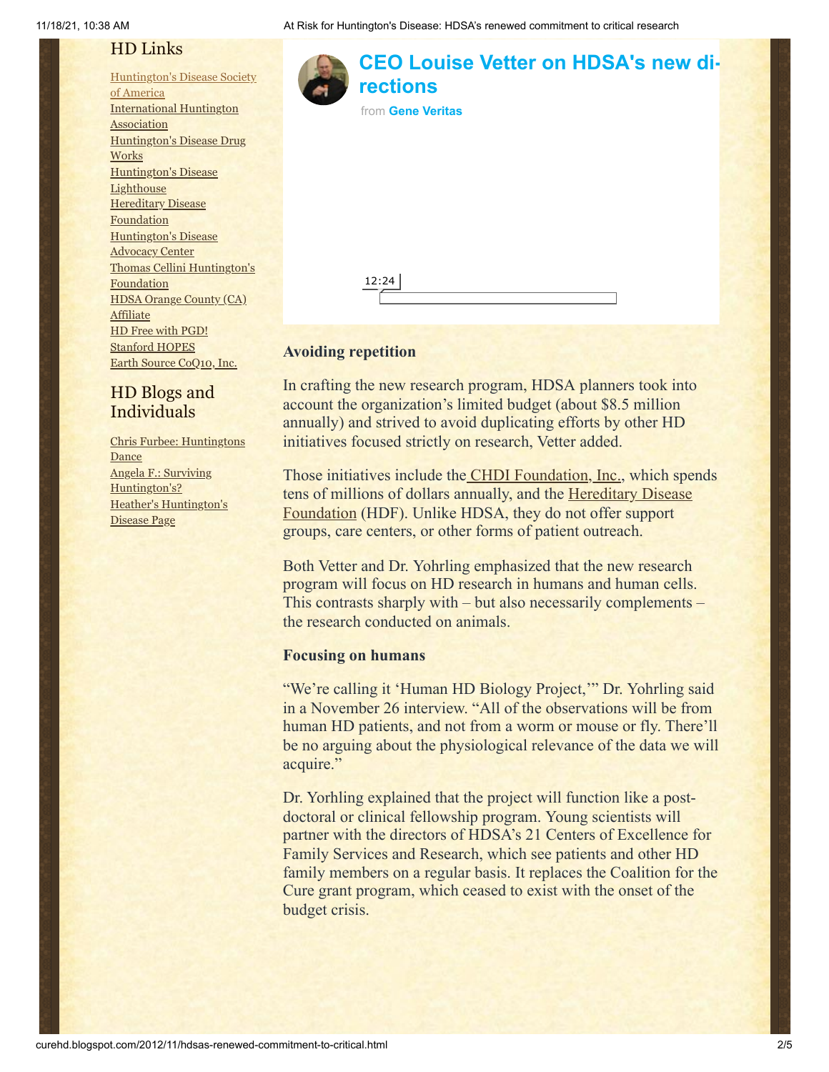## HD Links

[Huntington's Disease Society of America]
International Huntington Association
Huntington's Disease Drug Works
Huntington's Disease Lighthouse
Hereditary Disease Foundation
Huntington's Disease Advocacy Center
Thomas Cellini Huntington's Foundation
HDSA Orange County (CA) Affiliate
HD Free with PGD!
Stanford HOPES
Earth Source CoQ10, Inc.

## HD Blogs and Individuals

Chris Furbee: Huntingtons Dance
Angela F.: Surviving Huntington's?
Heather's Huntington's Disease Page

**CEO Louise Vetter on HDSA's new directions**

from **Gene Veritas**

12:24

**Avoiding repetition**

In crafting the new research program, HDSA planners took into account the organization's limited budget (about $8.5 million annually) and strived to avoid duplicating efforts by other HD initiatives focused strictly on research, Vetter added.

Those initiatives include the CHDI Foundation, Inc., which spends tens of millions of dollars annually, and the Hereditary Disease Foundation (HDF). Unlike HDSA, they do not offer support groups, care centers, or other forms of patient outreach.

Both Vetter and Dr. Yohrling emphasized that the new research program will focus on HD research in humans and human cells. This contrasts sharply with – but also necessarily complements – the research conducted on animals.

**Focusing on humans**

"We're calling it 'Human HD Biology Project,'" Dr. Yohrling said in a November 26 interview. "All of the observations will be from human HD patients, and not from a worm or mouse or fly. There'll be no arguing about the physiological relevance of the data we will acquire."

Dr. Yorhling explained that the project will function like a post-doctoral or clinical fellowship program. Young scientists will partner with the directors of HDSA's 21 Centers of Excellence for Family Services and Research, which see patients and other HD family members on a regular basis. It replaces the Coalition for the Cure grant program, which ceased to exist with the onset of the budget crisis.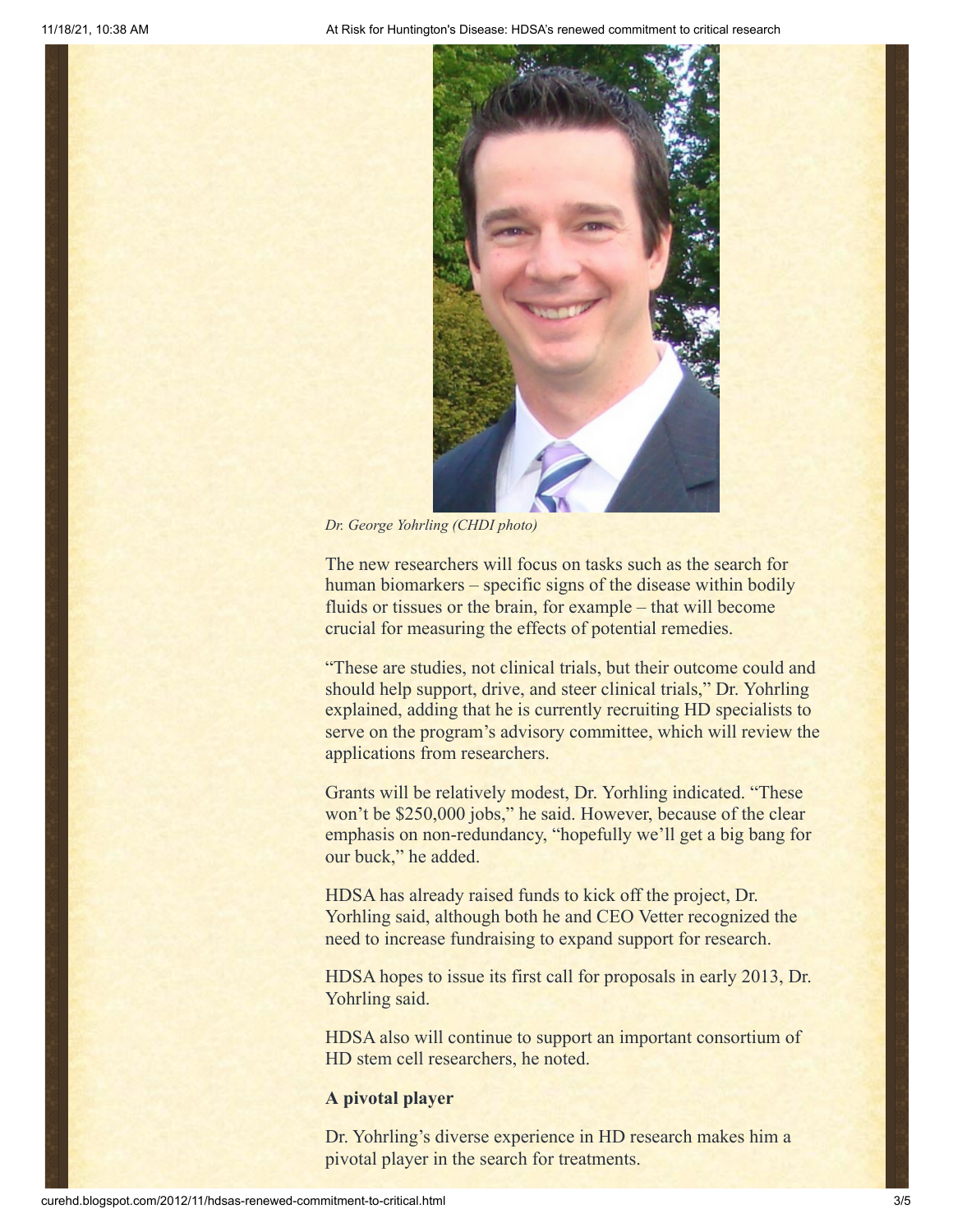*Dr. George Yohrling (CHDI photo)*

The new researchers will focus on tasks such as the search for human biomarkers – specific signs of the disease within bodily fluids or tissues or the brain, for example – that will become crucial for measuring the effects of potential remedies.

"These are studies, not clinical trials, but their outcome could and should help support, drive, and steer clinical trials," Dr. Yohrling explained, adding that he is currently recruiting HD specialists to serve on the program's advisory committee, which will review the applications from researchers.

Grants will be relatively modest, Dr. Yorhling indicated. "These won't be $250,000 jobs," he said. However, because of the clear emphasis on non-redundancy, "hopefully we'll get a big bang for our buck," he added.

HDSA has already raised funds to kick off the project, Dr. Yorhling said, although both he and CEO Vetter recognized the need to increase fundraising to expand support for research.

HDSA hopes to issue its first call for proposals in early 2013, Dr. Yohrling said.

HDSA also will continue to support an important consortium of HD stem cell researchers, he noted.

**A pivotal player**

Dr. Yohrling's diverse experience in HD research makes him a pivotal player in the search for treatments.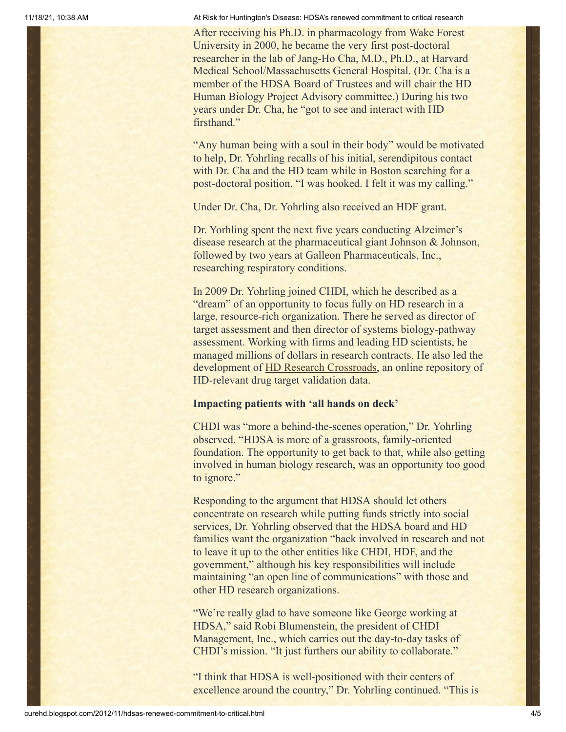After receiving his Ph.D. in pharmacology from Wake Forest University in 2000, he became the very first post-doctoral researcher in the lab of Jang-Ho Cha, M.D., Ph.D., at Harvard Medical School/Massachusetts General Hospital. (Dr. Cha is a member of the HDSA Board of Trustees and will chair the HD Human Biology Project Advisory committee.) During his two years under Dr. Cha, he "got to see and interact with HD firsthand."

"Any human being with a soul in their body" would be motivated to help, Dr. Yohrling recalls of his initial, serendipitous contact with Dr. Cha and the HD team while in Boston searching for a post-doctoral position. "I was hooked. I felt it was my calling."

Under Dr. Cha, Dr. Yohrling also received an HDF grant.

Dr. Yorhling spent the next five years conducting Alzeimer's disease research at the pharmaceutical giant Johnson & Johnson, followed by two years at Galleon Pharmaceuticals, Inc., researching respiratory conditions.

In 2009 Dr. Yohrling joined CHDI, which he described as a "dream" of an opportunity to focus fully on HD research in a large, resource-rich organization. There he served as director of target assessment and then director of systems biology-pathway assessment. Working with firms and leading HD scientists, he managed millions of dollars in research contracts. He also led the development of HD Research Crossroads, an online repository of HD-relevant drug target validation data.

**Impacting patients with 'all hands on deck'**

CHDI was "more a behind-the-scenes operation," Dr. Yohrling observed. "HDSA is more of a grassroots, family-oriented foundation. The opportunity to get back to that, while also getting involved in human biology research, was an opportunity too good to ignore."

Responding to the argument that HDSA should let others concentrate on research while putting funds strictly into social services, Dr. Yohrling observed that the HDSA board and HD families want the organization "back involved in research and not to leave it up to the other entities like CHDI, HDF, and the government," although his key responsibilities will include maintaining "an open line of communications" with those and other HD research organizations.

"We're really glad to have someone like George working at HDSA," said Robi Blumenstein, the president of CHDI Management, Inc., which carries out the day-to-day tasks of CHDI's mission. "It just furthers our ability to collaborate."

"I think that HDSA is well-positioned with their centers of excellence around the country," Dr. Yohrling continued. "This is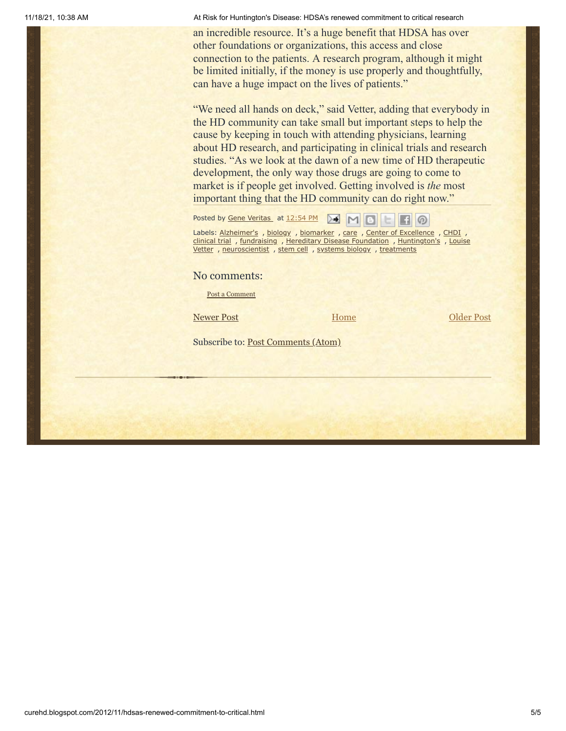an incredible resource. It's a huge benefit that HDSA has over other foundations or organizations, this access and close connection to the patients. A research program, although it might be limited initially, if the money is use properly and thoughtfully, can have a huge impact on the lives of patients."

"We need all hands on deck," said Vetter, adding that everybody in the HD community can take small but important steps to help the cause by keeping in touch with attending physicians, learning about HD research, and participating in clinical trials and research studies. "As we look at the dawn of a new time of HD therapeutic development, the only way those drugs are going to come to market is if people get involved. Getting involved is *the* most important thing that the HD community can do right now."

Posted by Gene Veritas at 12:54 PM

Labels: Alzheimer's, biology, biomarker, care, Center of Excellence, CHDI, clinical trial, fundraising, Hereditary Disease Foundation, Huntington's, Louise Vetter, neuroscientist, stem cell, systems biology, treatments

No comments:

Post a Comment

Newer Post | Home | Older Post

Subscribe to: Post Comments (Atom)